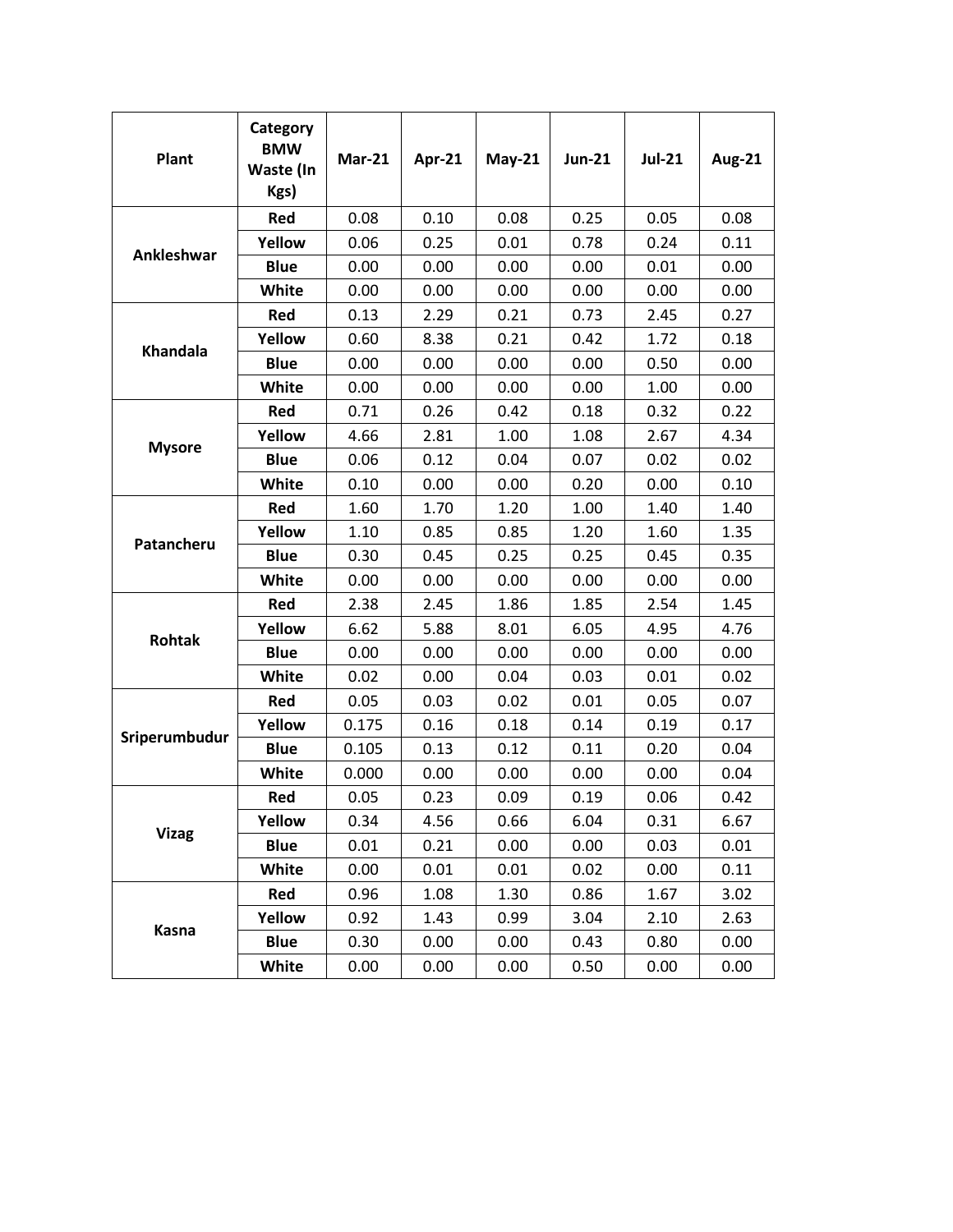| Plant | Category BMW Waste (In Kgs) | Mar-21 | Apr-21 | May-21 | Jun-21 | Jul-21 | Aug-21 |
|---|---|---|---|---|---|---|---|
| Ankleshwar | Red | 0.08 | 0.10 | 0.08 | 0.25 | 0.05 | 0.08 |
| | Yellow | 0.06 | 0.25 | 0.01 | 0.78 | 0.24 | 0.11 |
| | Blue | 0.00 | 0.00 | 0.00 | 0.00 | 0.01 | 0.00 |
| | White | 0.00 | 0.00 | 0.00 | 0.00 | 0.00 | 0.00 |
| Khandala | Red | 0.13 | 2.29 | 0.21 | 0.73 | 2.45 | 0.27 |
| | Yellow | 0.60 | 8.38 | 0.21 | 0.42 | 1.72 | 0.18 |
| | Blue | 0.00 | 0.00 | 0.00 | 0.00 | 0.50 | 0.00 |
| | White | 0.00 | 0.00 | 0.00 | 0.00 | 1.00 | 0.00 |
| Mysore | Red | 0.71 | 0.26 | 0.42 | 0.18 | 0.32 | 0.22 |
| | Yellow | 4.66 | 2.81 | 1.00 | 1.08 | 2.67 | 4.34 |
| | Blue | 0.06 | 0.12 | 0.04 | 0.07 | 0.02 | 0.02 |
| | White | 0.10 | 0.00 | 0.00 | 0.20 | 0.00 | 0.10 |
| Patancheru | Red | 1.60 | 1.70 | 1.20 | 1.00 | 1.40 | 1.40 |
| | Yellow | 1.10 | 0.85 | 0.85 | 1.20 | 1.60 | 1.35 |
| | Blue | 0.30 | 0.45 | 0.25 | 0.25 | 0.45 | 0.35 |
| | White | 0.00 | 0.00 | 0.00 | 0.00 | 0.00 | 0.00 |
| Rohtak | Red | 2.38 | 2.45 | 1.86 | 1.85 | 2.54 | 1.45 |
| | Yellow | 6.62 | 5.88 | 8.01 | 6.05 | 4.95 | 4.76 |
| | Blue | 0.00 | 0.00 | 0.00 | 0.00 | 0.00 | 0.00 |
| | White | 0.02 | 0.00 | 0.04 | 0.03 | 0.01 | 0.02 |
| Sriperumbudur | Red | 0.05 | 0.03 | 0.02 | 0.01 | 0.05 | 0.07 |
| | Yellow | 0.175 | 0.16 | 0.18 | 0.14 | 0.19 | 0.17 |
| | Blue | 0.105 | 0.13 | 0.12 | 0.11 | 0.20 | 0.04 |
| | White | 0.000 | 0.00 | 0.00 | 0.00 | 0.00 | 0.04 |
| Vizag | Red | 0.05 | 0.23 | 0.09 | 0.19 | 0.06 | 0.42 |
| | Yellow | 0.34 | 4.56 | 0.66 | 6.04 | 0.31 | 6.67 |
| | Blue | 0.01 | 0.21 | 0.00 | 0.00 | 0.03 | 0.01 |
| | White | 0.00 | 0.01 | 0.01 | 0.02 | 0.00 | 0.11 |
| Kasna | Red | 0.96 | 1.08 | 1.30 | 0.86 | 1.67 | 3.02 |
| | Yellow | 0.92 | 1.43 | 0.99 | 3.04 | 2.10 | 2.63 |
| | Blue | 0.30 | 0.00 | 0.00 | 0.43 | 0.80 | 0.00 |
| | White | 0.00 | 0.00 | 0.00 | 0.50 | 0.00 | 0.00 |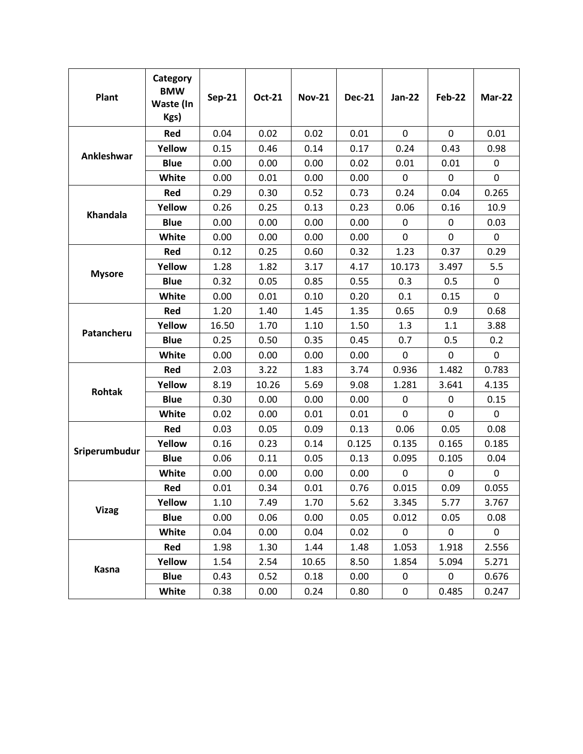| Plant | Category BMW Waste (In Kgs) | Sep-21 | Oct-21 | Nov-21 | Dec-21 | Jan-22 | Feb-22 | Mar-22 |
|---|---|---|---|---|---|---|---|---|
| Ankleshwar | Red | 0.04 | 0.02 | 0.02 | 0.01 | 0 | 0 | 0.01 |
| | Yellow | 0.15 | 0.46 | 0.14 | 0.17 | 0.24 | 0.43 | 0.98 |
| | Blue | 0.00 | 0.00 | 0.00 | 0.02 | 0.01 | 0.01 | 0 |
| | White | 0.00 | 0.01 | 0.00 | 0.00 | 0 | 0 | 0 |
| Khandala | Red | 0.29 | 0.30 | 0.52 | 0.73 | 0.24 | 0.04 | 0.265 |
| | Yellow | 0.26 | 0.25 | 0.13 | 0.23 | 0.06 | 0.16 | 10.9 |
| | Blue | 0.00 | 0.00 | 0.00 | 0.00 | 0 | 0 | 0.03 |
| | White | 0.00 | 0.00 | 0.00 | 0.00 | 0 | 0 | 0 |
| Mysore | Red | 0.12 | 0.25 | 0.60 | 0.32 | 1.23 | 0.37 | 0.29 |
| | Yellow | 1.28 | 1.82 | 3.17 | 4.17 | 10.173 | 3.497 | 5.5 |
| | Blue | 0.32 | 0.05 | 0.85 | 0.55 | 0.3 | 0.5 | 0 |
| | White | 0.00 | 0.01 | 0.10 | 0.20 | 0.1 | 0.15 | 0 |
| Patancheru | Red | 1.20 | 1.40 | 1.45 | 1.35 | 0.65 | 0.9 | 0.68 |
| | Yellow | 16.50 | 1.70 | 1.10 | 1.50 | 1.3 | 1.1 | 3.88 |
| | Blue | 0.25 | 0.50 | 0.35 | 0.45 | 0.7 | 0.5 | 0.2 |
| | White | 0.00 | 0.00 | 0.00 | 0.00 | 0 | 0 | 0 |
| Rohtak | Red | 2.03 | 3.22 | 1.83 | 3.74 | 0.936 | 1.482 | 0.783 |
| | Yellow | 8.19 | 10.26 | 5.69 | 9.08 | 1.281 | 3.641 | 4.135 |
| | Blue | 0.30 | 0.00 | 0.00 | 0.00 | 0 | 0 | 0.15 |
| | White | 0.02 | 0.00 | 0.01 | 0.01 | 0 | 0 | 0 |
| Sriperumbudur | Red | 0.03 | 0.05 | 0.09 | 0.13 | 0.06 | 0.05 | 0.08 |
| | Yellow | 0.16 | 0.23 | 0.14 | 0.125 | 0.135 | 0.165 | 0.185 |
| | Blue | 0.06 | 0.11 | 0.05 | 0.13 | 0.095 | 0.105 | 0.04 |
| | White | 0.00 | 0.00 | 0.00 | 0.00 | 0 | 0 | 0 |
| Vizag | Red | 0.01 | 0.34 | 0.01 | 0.76 | 0.015 | 0.09 | 0.055 |
| | Yellow | 1.10 | 7.49 | 1.70 | 5.62 | 3.345 | 5.77 | 3.767 |
| | Blue | 0.00 | 0.06 | 0.00 | 0.05 | 0.012 | 0.05 | 0.08 |
| | White | 0.04 | 0.00 | 0.04 | 0.02 | 0 | 0 | 0 |
| Kasna | Red | 1.98 | 1.30 | 1.44 | 1.48 | 1.053 | 1.918 | 2.556 |
| | Yellow | 1.54 | 2.54 | 10.65 | 8.50 | 1.854 | 5.094 | 5.271 |
| | Blue | 0.43 | 0.52 | 0.18 | 0.00 | 0 | 0 | 0.676 |
| | White | 0.38 | 0.00 | 0.24 | 0.80 | 0 | 0.485 | 0.247 |